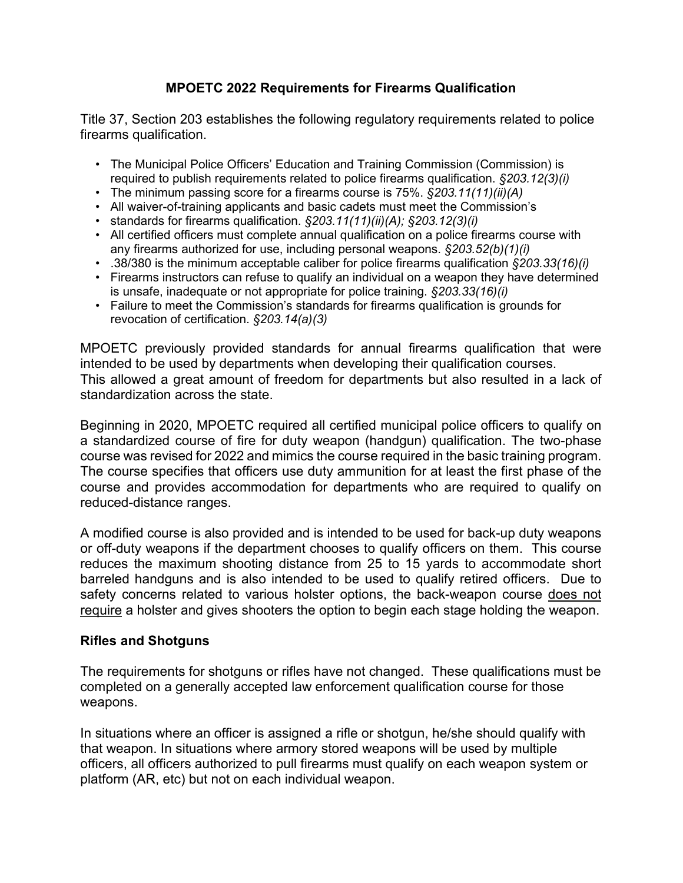# MPOETC 2022 Requirements for Firearms Qualification

Title 37, Section 203 establishes the following regulatory requirements related to police firearms qualification.

- The Municipal Police Officers' Education and Training Commission (Commission) is required to publish requirements related to police firearms qualification. *§203.12(3)(i)*
- The minimum passing score for a firearms course is 75%. *§203.11(11)(ii)(A)*
- All waiver-of-training applicants and basic cadets must meet the Commission's
- standards for firearms qualification. *§203.11(11)(ii)(A); §203.12(3)(i)*
- All certified officers must complete annual qualification on a police firearms course with any firearms authorized for use, including personal weapons. *§203.52(b)(1)(i)*
- .38/380 is the minimum acceptable caliber for police firearms qualification *§203.33(16)(i)*
- Firearms instructors can refuse to qualify an individual on a weapon they have determined is unsafe, inadequate or not appropriate for police training. *§203.33(16)(i)*
- Failure to meet the Commission's standards for firearms qualification is grounds for revocation of certification. *§203.14(a)(3)*

MPOETC previously provided standards for annual firearms qualification that were intended to be used by departments when developing their qualification courses. This allowed a great amount of freedom for departments but also resulted in a lack of standardization across the state.

Beginning in 2020, MPOETC required all certified municipal police officers to qualify on a standardized course of fire for duty weapon (handgun) qualification. The two-phase course was revised for 2022 and mimics the course required in the basic training program. The course specifies that officers use duty ammunition for at least the first phase of the course and provides accommodation for departments who are required to qualify on reduced-distance ranges.

A modified course is also provided and is intended to be used for back-up duty weapons or off-duty weapons if the department chooses to qualify officers on them. This course reduces the maximum shooting distance from 25 to 15 yards to accommodate short barreled handguns and is also intended to be used to qualify retired officers. Due to safety concerns related to various holster options, the back-weapon course <u>does not require</u> a holster and gives shooters the option to begin each stage holding the weapon.

**Rifles and Shotguns**

The requirements for shotguns or rifles have not changed. These qualifications must be completed on a generally accepted law enforcement qualification course for those weapons.

In situations where an officer is assigned a rifle or shotgun, he/she should qualify with that weapon. In situations where armory stored weapons will be used by multiple officers, all officers authorized to pull firearms must qualify on each weapon system or platform (AR, etc) but not on each individual weapon.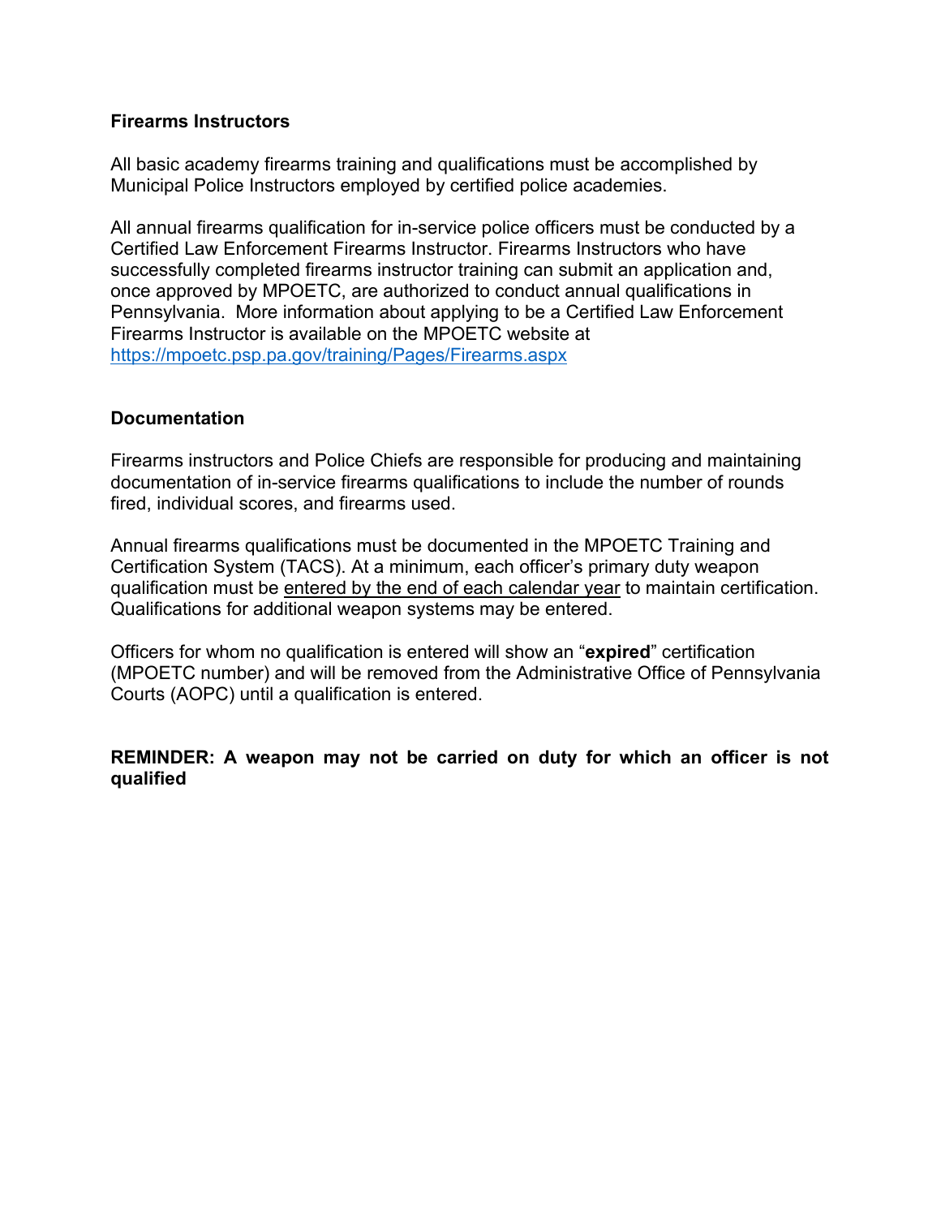## Firearms Instructors

All basic academy firearms training and qualifications must be accomplished by Municipal Police Instructors employed by certified police academies.

All annual firearms qualification for in-service police officers must be conducted by a Certified Law Enforcement Firearms Instructor. Firearms Instructors who have successfully completed firearms instructor training can submit an application and, once approved by MPOETC, are authorized to conduct annual qualifications in Pennsylvania. More information about applying to be a Certified Law Enforcement Firearms Instructor is available on the MPOETC website at https://mpoetc.psp.pa.gov/training/Pages/Firearms.aspx

## Documentation

Firearms instructors and Police Chiefs are responsible for producing and maintaining documentation of in-service firearms qualifications to include the number of rounds fired, individual scores, and firearms used.

Annual firearms qualifications must be documented in the MPOETC Training and Certification System (TACS). At a minimum, each officer's primary duty weapon qualification must be entered by the end of each calendar year to maintain certification. Qualifications for additional weapon systems may be entered.

Officers for whom no qualification is entered will show an "**expired**" certification (MPOETC number) and will be removed from the Administrative Office of Pennsylvania Courts (AOPC) until a qualification is entered.

**REMINDER: A weapon may not be carried on duty for which an officer is not qualified**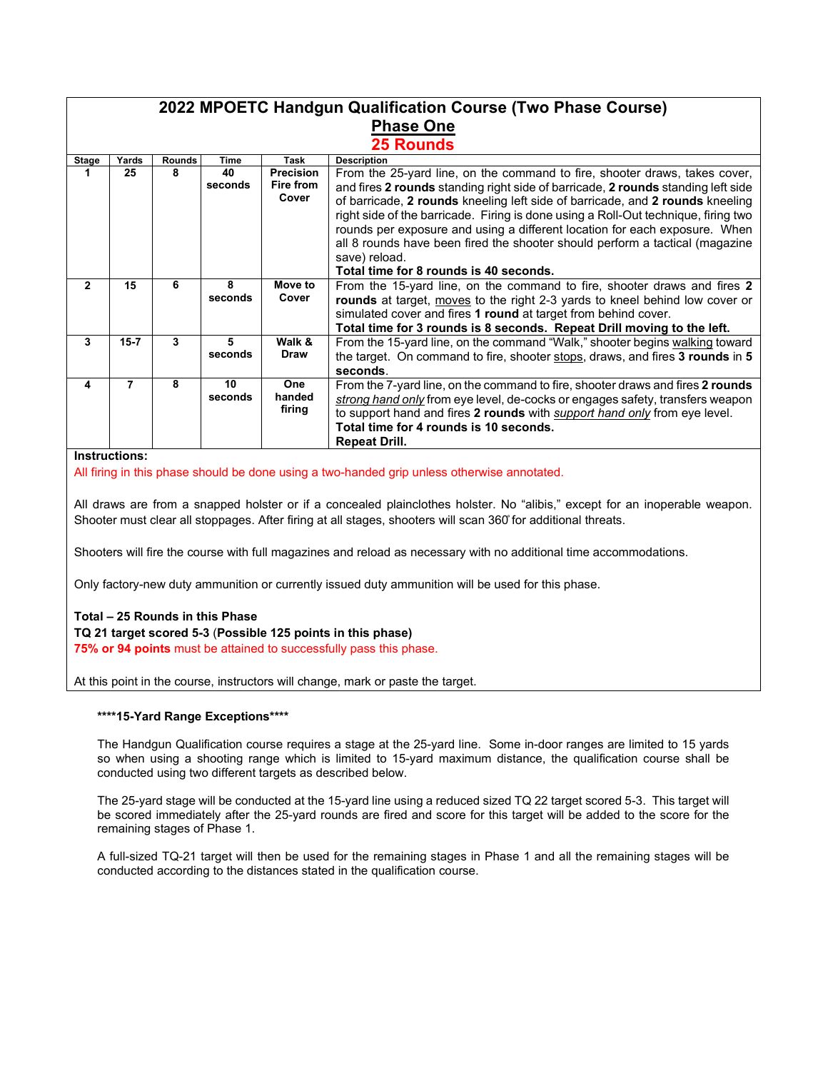# 2022 MPOETC Handgun Qualification Course (Two Phase Course)

## Phase One

## 25 Rounds

| Stage | Yards | Rounds | Time | Task | Description |
|---|---|---|---|---|---|
| 1 | 25 | 8 | 40 seconds | **Precision Fire from Cover** | From the 25-yard line, on the command to fire, shooter draws, takes cover, and fires **2 rounds** standing right side of barricade, **2 rounds** standing left side of barricade, **2 rounds** kneeling left side of barricade, and **2 rounds** kneeling right side of the barricade. Firing is done using a Roll-Out technique, firing two rounds per exposure and using a different location for each exposure. When all 8 rounds have been fired the shooter should perform a tactical (magazine save) reload. **Total time for 8 rounds is 40 seconds.** |
| 2 | 15 | 6 | 8 seconds | **Move to Cover** | From the 15-yard line, on the command to fire, shooter draws and fires **2 rounds** at target, moves to the right 2-3 yards to kneel behind low cover or simulated cover and fires **1 round** at target from behind cover. **Total time for 3 rounds is 8 seconds. Repeat Drill moving to the left.** |
| 3 | 15-7 | 3 | 5 seconds | **Walk & Draw** | From the 15-yard line, on the command "Walk," shooter begins walking toward the target. On command to fire, shooter stops, draws, and fires **3 rounds** in **5 seconds**. |
| 4 | 7 | 8 | 10 seconds | **One handed firing** | From the 7-yard line, on the command to fire, shooter draws and fires **2 rounds** *strong hand only* from eye level, de-cocks or engages safety, transfers weapon to support hand and fires **2 rounds** with *support hand only* from eye level. **Total time for 4 rounds is 10 seconds. Repeat Drill.** |

**Instructions:**

All firing in this phase should be done using a two-handed grip unless otherwise annotated.

All draws are from a snapped holster or if a concealed plainclothes holster. No "alibis," except for an inoperable weapon. Shooter must clear all stoppages. After firing at all stages, shooters will scan 360̊ for additional threats.

Shooters will fire the course with full magazines and reload as necessary with no additional time accommodations.

Only factory-new duty ammunition or currently issued duty ammunition will be used for this phase.

**Total – 25 Rounds in this Phase**

**TQ 21 target scored 5-3** (**Possible 125 points in this phase)**

**75% or 94 points** must be attained to successfully pass this phase.

At this point in the course, instructors will change, mark or paste the target.

**\*\*\*\*15-Yard Range Exceptions\*\*\*\***

The Handgun Qualification course requires a stage at the 25-yard line. Some in-door ranges are limited to 15 yards so when using a shooting range which is limited to 15-yard maximum distance, the qualification course shall be conducted using two different targets as described below.

The 25-yard stage will be conducted at the 15-yard line using a reduced sized TQ 22 target scored 5-3. This target will be scored immediately after the 25-yard rounds are fired and score for this target will be added to the score for the remaining stages of Phase 1.

A full-sized TQ-21 target will then be used for the remaining stages in Phase 1 and all the remaining stages will be conducted according to the distances stated in the qualification course.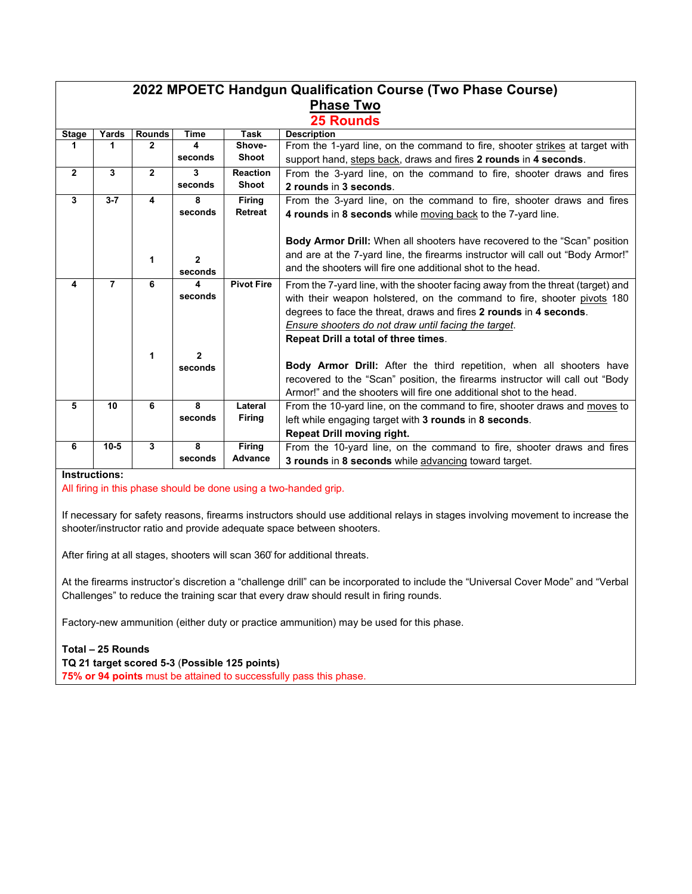# 2022 MPOETC Handgun Qualification Course (Two Phase Course)

## Phase Two

## 25 Rounds

| Stage | Yards | Rounds | Time | Task | Description |
|---|---|---|---|---|---|
| 1 | 1 | 2 | 4 seconds | Shove-Shoot | From the 1-yard line, on the command to fire, shooter strikes at target with support hand, steps back, draws and fires **2 rounds** in **4 seconds**. |
| 2 | 3 | 2 | 3 seconds | Reaction Shoot | From the 3-yard line, on the command to fire, shooter draws and fires **2 rounds** in **3 seconds**. |
| 3 | 3-7 | 4<br><br>1 | 8 seconds<br><br>2 seconds | Firing Retreat | From the 3-yard line, on the command to fire, shooter draws and fires **4 rounds** in **8 seconds** while moving back to the 7-yard line.<br><br>**Body Armor Drill:** When all shooters have recovered to the "Scan" position and are at the 7-yard line, the firearms instructor will call out "Body Armor!" and the shooters will fire one additional shot to the head. |
| 4 | 7 | 6<br><br>1 | 4 seconds<br><br>2 seconds | Pivot Fire | From the 7-yard line, with the shooter facing away from the threat (target) and with their weapon holstered, on the command to fire, shooter pivots 180 degrees to face the threat, draws and fires **2 rounds** in **4 seconds**. *Ensure shooters do not draw until facing the target*.<br>**Repeat Drill a total of three times**.<br><br>**Body Armor Drill:** After the third repetition, when all shooters have recovered to the "Scan" position, the firearms instructor will call out "Body Armor!" and the shooters will fire one additional shot to the head. |
| 5 | 10 | 6 | 8 seconds | Lateral Firing | From the 10-yard line, on the command to fire, shooter draws and moves to left while engaging target with **3 rounds** in **8 seconds**.<br>**Repeat Drill moving right.** |
| 6 | 10-5 | 3 | 8 seconds | Firing Advance | From the 10-yard line, on the command to fire, shooter draws and fires **3 rounds** in **8 seconds** while advancing toward target. |

**Instructions:**

All firing in this phase should be done using a two-handed grip.

If necessary for safety reasons, firearms instructors should use additional relays in stages involving movement to increase the shooter/instructor ratio and provide adequate space between shooters.

After firing at all stages, shooters will scan 360° for additional threats.

At the firearms instructor's discretion a "challenge drill" can be incorporated to include the "Universal Cover Mode" and "Verbal Challenges" to reduce the training scar that every draw should result in firing rounds.

Factory-new ammunition (either duty or practice ammunition) may be used for this phase.

**Total – 25 Rounds**
**TQ 21 target scored 5-3** (**Possible 125 points)**
**75% or 94 points** must be attained to successfully pass this phase.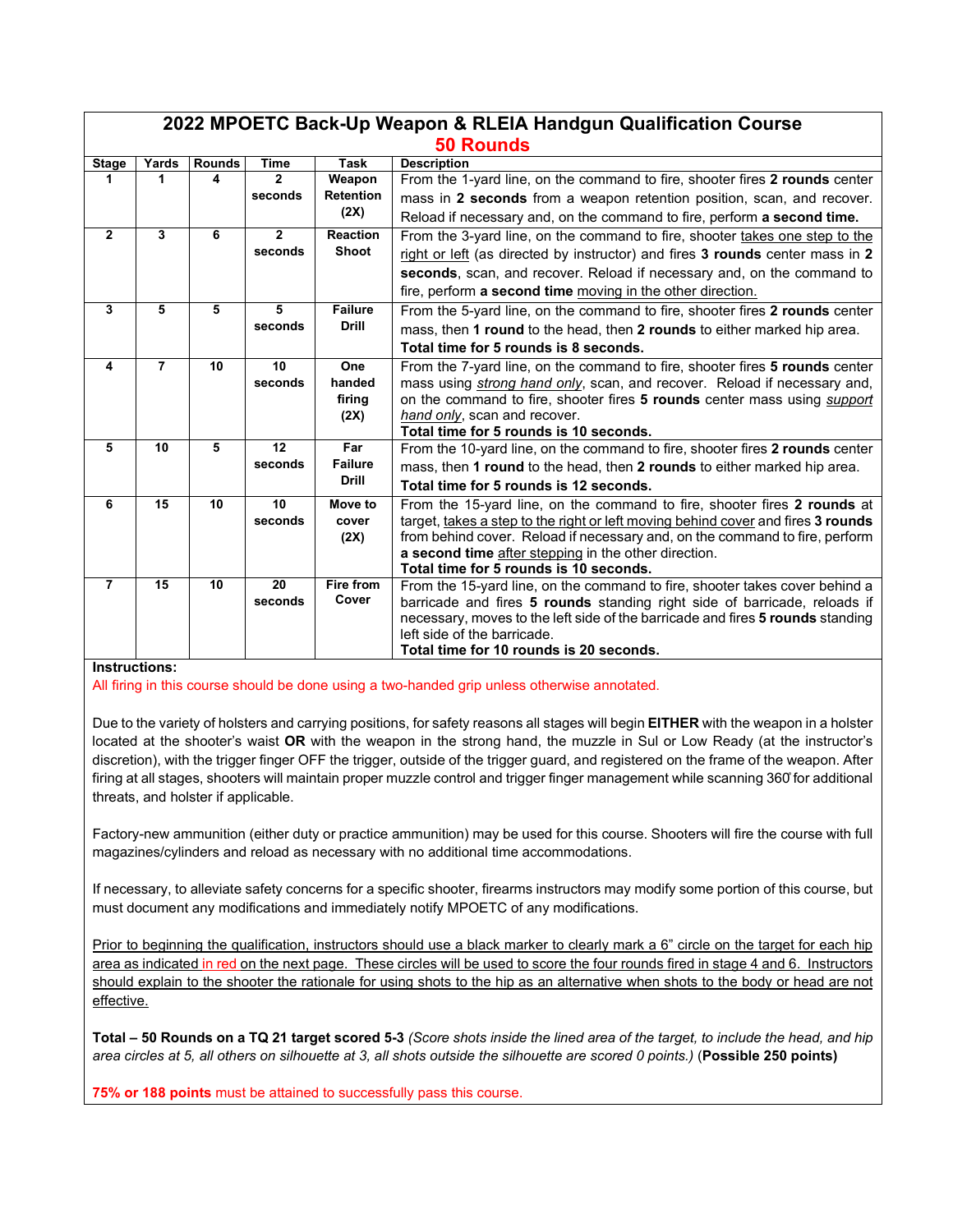# 2022 MPOETC Back-Up Weapon & RLEIA Handgun Qualification Course

## 50 Rounds

| Stage | Yards | Rounds | Time | Task | Description |
|---|---|---|---|---|---|
| 1 | 1 | 4 | 2 seconds | Weapon Retention (2X) | From the 1-yard line, on the command to fire, shooter fires **2 rounds** center mass in **2 seconds** from a weapon retention position, scan, and recover. Reload if necessary and, on the command to fire, perform **a second time.** |
| 2 | 3 | 6 | 2 seconds | Reaction Shoot | From the 3-yard line, on the command to fire, shooter takes one step to the right or left (as directed by instructor) and fires **3 rounds** center mass in **2 seconds**, scan, and recover. Reload if necessary and, on the command to fire, perform **a second time** moving in the other direction. |
| 3 | 5 | 5 | 5 seconds | Failure Drill | From the 5-yard line, on the command to fire, shooter fires **2 rounds** center mass, then **1 round** to the head, then **2 rounds** to either marked hip area. **Total time for 5 rounds is 8 seconds.** |
| 4 | 7 | 10 | 10 seconds | One handed firing (2X) | From the 7-yard line, on the command to fire, shooter fires **5 rounds** center mass using *strong hand only*, scan, and recover. Reload if necessary and, on the command to fire, shooter fires **5 rounds** center mass using *support hand only*, scan and recover. **Total time for 5 rounds is 10 seconds.** |
| 5 | 10 | 5 | 12 seconds | Far Failure Drill | From the 10-yard line, on the command to fire, shooter fires **2 rounds** center mass, then **1 round** to the head, then **2 rounds** to either marked hip area. **Total time for 5 rounds is 12 seconds.** |
| 6 | 15 | 10 | 10 seconds | Move to cover (2X) | From the 15-yard line, on the command to fire, shooter fires **2 rounds** at target, takes a step to the right or left moving behind cover and fires **3 rounds** from behind cover. Reload if necessary and, on the command to fire, perform **a second time** after stepping in the other direction. **Total time for 5 rounds is 10 seconds.** |
| 7 | 15 | 10 | 20 seconds | Fire from Cover | From the 15-yard line, on the command to fire, shooter takes cover behind a barricade and fires **5 rounds** standing right side of barricade, reloads if necessary, moves to the left side of the barricade and fires **5 rounds** standing left side of the barricade. **Total time for 10 rounds is 20 seconds.** |

**Instructions:**

All firing in this course should be done using a two-handed grip unless otherwise annotated.

Due to the variety of holsters and carrying positions, for safety reasons all stages will begin **EITHER** with the weapon in a holster located at the shooter's waist **OR** with the weapon in the strong hand, the muzzle in Sul or Low Ready (at the instructor's discretion), with the trigger finger OFF the trigger, outside of the trigger guard, and registered on the frame of the weapon. After firing at all stages, shooters will maintain proper muzzle control and trigger finger management while scanning 360̊ for additional threats, and holster if applicable.

Factory-new ammunition (either duty or practice ammunition) may be used for this course. Shooters will fire the course with full magazines/cylinders and reload as necessary with no additional time accommodations.

If necessary, to alleviate safety concerns for a specific shooter, firearms instructors may modify some portion of this course, but must document any modifications and immediately notify MPOETC of any modifications.

Prior to beginning the qualification, instructors should use a black marker to clearly mark a 6" circle on the target for each hip area as indicated in red on the next page. These circles will be used to score the four rounds fired in stage 4 and 6. Instructors should explain to the shooter the rationale for using shots to the hip as an alternative when shots to the body or head are not effective.

**Total – 50 Rounds on a TQ 21 target scored 5-3** *(Score shots inside the lined area of the target, to include the head, and hip area circles at 5, all others on silhouette at 3, all shots outside the silhouette are scored 0 points.)* (**Possible 250 points**)

**75% or 188 points** must be attained to successfully pass this course.